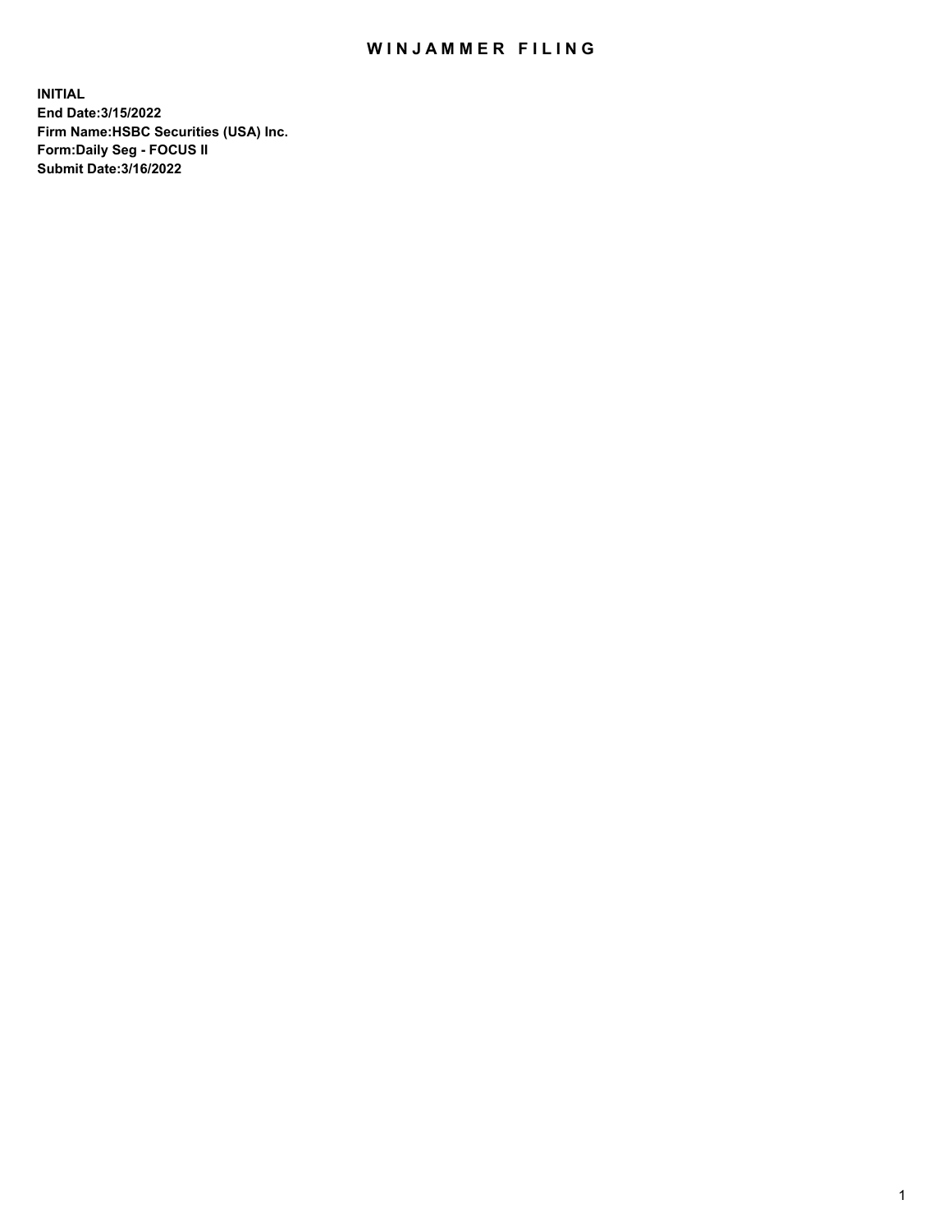# WINJAMMER FILING

**INITIAL**
**End Date:3/15/2022**
**Firm Name:HSBC Securities (USA) Inc.**
**Form:Daily Seg - FOCUS II**
**Submit Date:3/16/2022**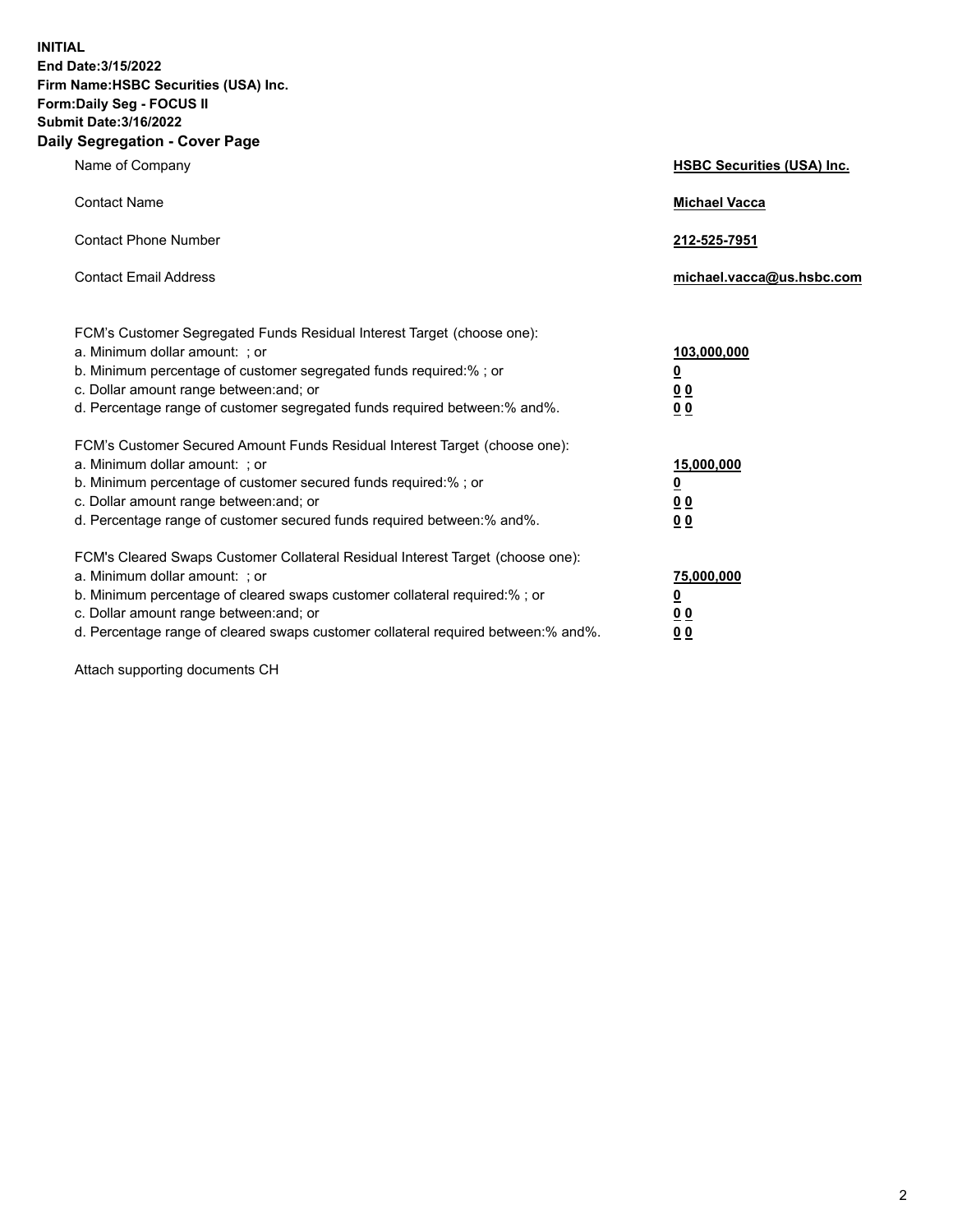**INITIAL**
**End Date:3/15/2022**
**Firm Name:HSBC Securities (USA) Inc.**
**Form:Daily Seg - FOCUS II**
**Submit Date:3/16/2022**

## Daily Segregation - Cover Page

| | |
|---|---|
| Name of Company | **HSBC Securities (USA) Inc.** |
| Contact Name | **Michael Vacca** |
| Contact Phone Number | **212-525-7951** |
| Contact Email Address | **michael.vacca@us.hsbc.com** |

| | |
|---|---|
| FCM's Customer Segregated Funds Residual Interest Target (choose one): | |
| a. Minimum dollar amount: ; or | **103,000,000** |
| b. Minimum percentage of customer segregated funds required:% ; or | **0** |
| c. Dollar amount range between:and; or | **0 0** |
| d. Percentage range of customer segregated funds required between:% and%. | **0 0** |
| FCM's Customer Secured Amount Funds Residual Interest Target (choose one): | |
| a. Minimum dollar amount: ; or | **15,000,000** |
| b. Minimum percentage of customer secured funds required:% ; or | **0** |
| c. Dollar amount range between:and; or | **0 0** |
| d. Percentage range of customer secured funds required between:% and%. | **0 0** |
| FCM's Cleared Swaps Customer Collateral Residual Interest Target (choose one): | |
| a. Minimum dollar amount: ; or | **75,000,000** |
| b. Minimum percentage of cleared swaps customer collateral required:% ; or | **0** |
| c. Dollar amount range between:and; or | **0 0** |
| d. Percentage range of cleared swaps customer collateral required between:% and%. | **0 0** |

Attach supporting documents CH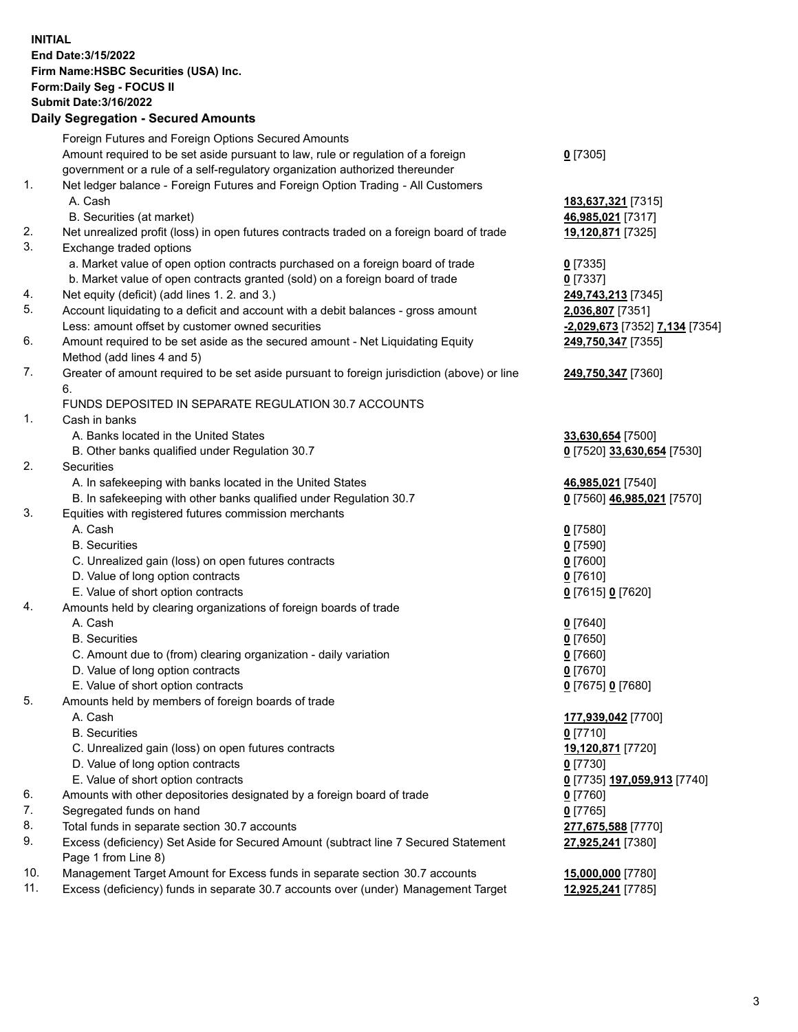**INITIAL**
**End Date:3/15/2022**
**Firm Name:HSBC Securities (USA) Inc.**
**Form:Daily Seg - FOCUS II**
**Submit Date:3/16/2022**

## Daily Segregation - Secured Amounts

| | | |
|---|---|---|
| | Foreign Futures and Foreign Options Secured Amounts | |
| | Amount required to be set aside pursuant to law, rule or regulation of a foreign government or a rule of a self-regulatory organization authorized thereunder | **0** [7305] |
| 1. | Net ledger balance - Foreign Futures and Foreign Option Trading - All Customers | |
| | A. Cash | **183,637,321** [7315] |
| | B. Securities (at market) | **46,985,021** [7317] |
| 2. | Net unrealized profit (loss) in open futures contracts traded on a foreign board of trade | **19,120,871** [7325] |
| 3. | Exchange traded options | |
| | a. Market value of open option contracts purchased on a foreign board of trade | **0** [7335] |
| | b. Market value of open contracts granted (sold) on a foreign board of trade | **0** [7337] |
| 4. | Net equity (deficit) (add lines 1. 2. and 3.) | **249,743,213** [7345] |
| 5. | Account liquidating to a deficit and account with a debit balances - gross amount | **2,036,807** [7351] |
| | Less: amount offset by customer owned securities | **-2,029,673** [7352] **7,134** [7354] |
| 6. | Amount required to be set aside as the secured amount - Net Liquidating Equity Method (add lines 4 and 5) | **249,750,347** [7355] |
| 7. | Greater of amount required to be set aside pursuant to foreign jurisdiction (above) or line 6. | **249,750,347** [7360] |
| | FUNDS DEPOSITED IN SEPARATE REGULATION 30.7 ACCOUNTS | |
| 1. | Cash in banks | |
| | A. Banks located in the United States | **33,630,654** [7500] |
| | B. Other banks qualified under Regulation 30.7 | **0** [7520] **33,630,654** [7530] |
| 2. | Securities | |
| | A. In safekeeping with banks located in the United States | **46,985,021** [7540] |
| | B. In safekeeping with other banks qualified under Regulation 30.7 | **0** [7560] **46,985,021** [7570] |
| 3. | Equities with registered futures commission merchants | |
| | A. Cash | **0** [7580] |
| | B. Securities | **0** [7590] |
| | C. Unrealized gain (loss) on open futures contracts | **0** [7600] |
| | D. Value of long option contracts | **0** [7610] |
| | E. Value of short option contracts | **0** [7615] **0** [7620] |
| 4. | Amounts held by clearing organizations of foreign boards of trade | |
| | A. Cash | **0** [7640] |
| | B. Securities | **0** [7650] |
| | C. Amount due to (from) clearing organization - daily variation | **0** [7660] |
| | D. Value of long option contracts | **0** [7670] |
| | E. Value of short option contracts | **0** [7675] **0** [7680] |
| 5. | Amounts held by members of foreign boards of trade | |
| | A. Cash | **177,939,042** [7700] |
| | B. Securities | **0** [7710] |
| | C. Unrealized gain (loss) on open futures contracts | **19,120,871** [7720] |
| | D. Value of long option contracts | **0** [7730] |
| | E. Value of short option contracts | **0** [7735] **197,059,913** [7740] |
| 6. | Amounts with other depositories designated by a foreign board of trade | **0** [7760] |
| 7. | Segregated funds on hand | **0** [7765] |
| 8. | Total funds in separate section 30.7 accounts | **277,675,588** [7770] |
| 9. | Excess (deficiency) Set Aside for Secured Amount (subtract line 7 Secured Statement Page 1 from Line 8) | **27,925,241** [7380] |
| 10. | Management Target Amount for Excess funds in separate section 30.7 accounts | **15,000,000** [7780] |
| 11. | Excess (deficiency) funds in separate 30.7 accounts over (under) Management Target | **12,925,241** [7785] |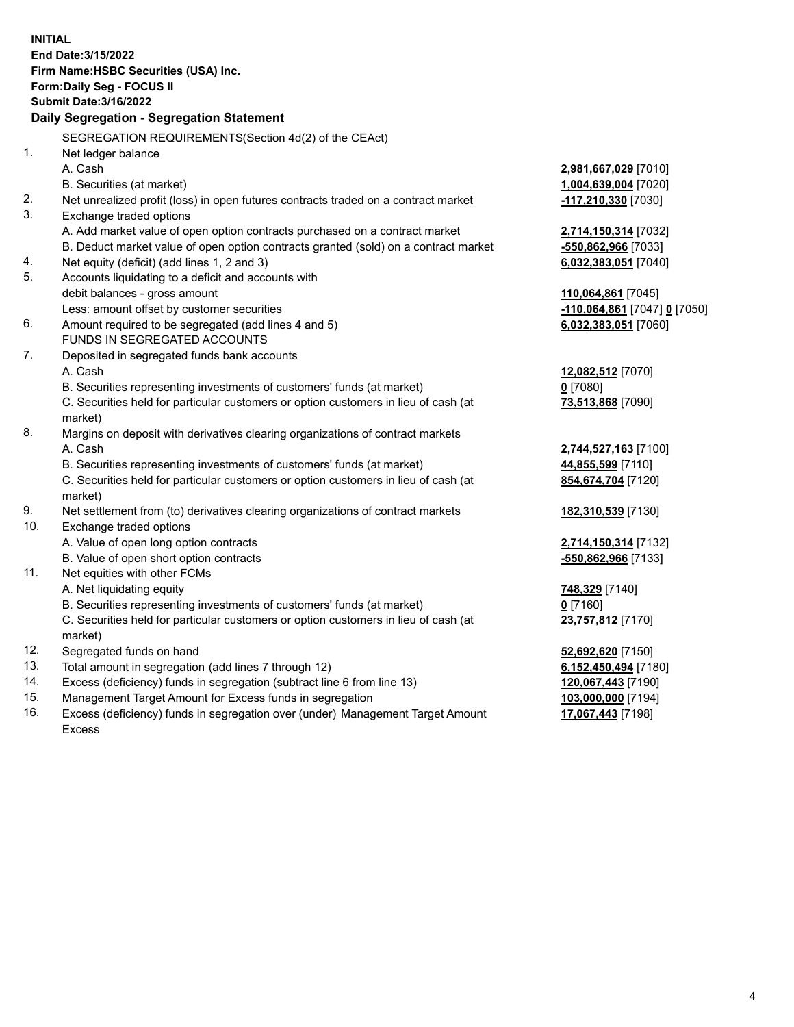**INITIAL**
**End Date:3/15/2022**
**Firm Name:HSBC Securities (USA) Inc.**
**Form:Daily Seg - FOCUS II**
**Submit Date:3/16/2022**

## Daily Segregation - Segregation Statement

SEGREGATION REQUIREMENTS(Section 4d(2) of the CEAct)

| | | |
|---|---|---|
| 1. | Net ledger balance | |
| | A. Cash | **2,981,667,029** [7010] |
| | B. Securities (at market) | **1,004,639,004** [7020] |
| 2. | Net unrealized profit (loss) in open futures contracts traded on a contract market | **-117,210,330** [7030] |
| 3. | Exchange traded options | |
| | A. Add market value of open option contracts purchased on a contract market | **2,714,150,314** [7032] |
| | B. Deduct market value of open option contracts granted (sold) on a contract market | **-550,862,966** [7033] |
| 4. | Net equity (deficit) (add lines 1, 2 and 3) | **6,032,383,051** [7040] |
| 5. | Accounts liquidating to a deficit and accounts with debit balances - gross amount | **110,064,861** [7045] |
| | Less: amount offset by customer securities | **-110,064,861** [7047] **0** [7050] |
| 6. | Amount required to be segregated (add lines 4 and 5) | **6,032,383,051** [7060] |
| | FUNDS IN SEGREGATED ACCOUNTS | |
| 7. | Deposited in segregated funds bank accounts | |
| | A. Cash | **12,082,512** [7070] |
| | B. Securities representing investments of customers' funds (at market) | **0** [7080] |
| | C. Securities held for particular customers or option customers in lieu of cash (at market) | **73,513,868** [7090] |
| 8. | Margins on deposit with derivatives clearing organizations of contract markets | |
| | A. Cash | **2,744,527,163** [7100] |
| | B. Securities representing investments of customers' funds (at market) | **44,855,599** [7110] |
| | C. Securities held for particular customers or option customers in lieu of cash (at market) | **854,674,704** [7120] |
| 9. | Net settlement from (to) derivatives clearing organizations of contract markets | **182,310,539** [7130] |
| 10. | Exchange traded options | |
| | A. Value of open long option contracts | **2,714,150,314** [7132] |
| | B. Value of open short option contracts | **-550,862,966** [7133] |
| 11. | Net equities with other FCMs | |
| | A. Net liquidating equity | **748,329** [7140] |
| | B. Securities representing investments of customers' funds (at market) | **0** [7160] |
| | C. Securities held for particular customers or option customers in lieu of cash (at market) | **23,757,812** [7170] |
| 12. | Segregated funds on hand | **52,692,620** [7150] |
| 13. | Total amount in segregation (add lines 7 through 12) | **6,152,450,494** [7180] |
| 14. | Excess (deficiency) funds in segregation (subtract line 6 from line 13) | **120,067,443** [7190] |
| 15. | Management Target Amount for Excess funds in segregation | **103,000,000** [7194] |
| 16. | Excess (deficiency) funds in segregation over (under) Management Target Amount Excess | **17,067,443** [7198] |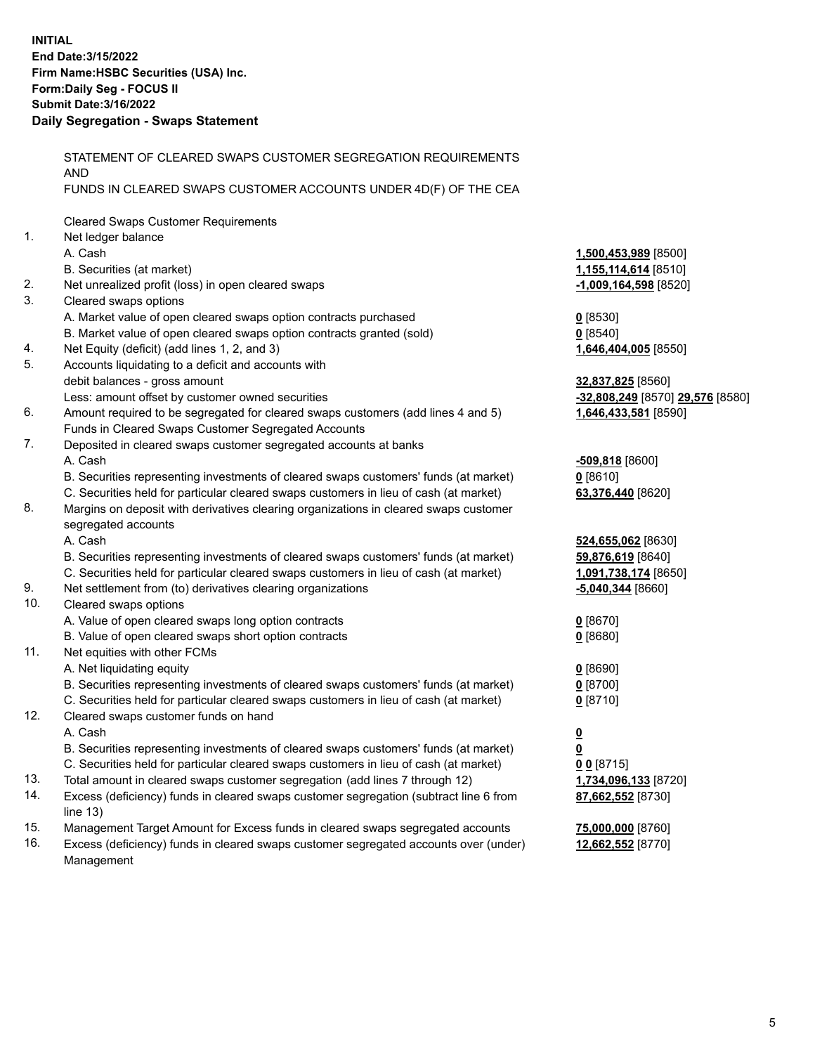**INITIAL**
**End Date:3/15/2022**
**Firm Name:HSBC Securities (USA) Inc.**
**Form:Daily Seg - FOCUS II**
**Submit Date:3/16/2022**
**Daily Segregation - Swaps Statement**

STATEMENT OF CLEARED SWAPS CUSTOMER SEGREGATION REQUIREMENTS AND FUNDS IN CLEARED SWAPS CUSTOMER ACCOUNTS UNDER 4D(F) OF THE CEA

| | | |
|---|---|---|
| | Cleared Swaps Customer Requirements | |
| 1. | Net ledger balance | |
| | A. Cash | **1,500,453,989** [8500] |
| | B. Securities (at market) | **1,155,114,614** [8510] |
| 2. | Net unrealized profit (loss) in open cleared swaps | **-1,009,164,598** [8520] |
| 3. | Cleared swaps options | |
| | A. Market value of open cleared swaps option contracts purchased | **0** [8530] |
| | B. Market value of open cleared swaps option contracts granted (sold) | **0** [8540] |
| 4. | Net Equity (deficit) (add lines 1, 2, and 3) | **1,646,404,005** [8550] |
| 5. | Accounts liquidating to a deficit and accounts with debit balances - gross amount | **32,837,825** [8560] |
| | Less: amount offset by customer owned securities | **-32,808,249** [8570] **29,576** [8580] |
| 6. | Amount required to be segregated for cleared swaps customers (add lines 4 and 5) | **1,646,433,581** [8590] |
| | Funds in Cleared Swaps Customer Segregated Accounts | |
| 7. | Deposited in cleared swaps customer segregated accounts at banks | |
| | A. Cash | **-509,818** [8600] |
| | B. Securities representing investments of cleared swaps customers' funds (at market) | **0** [8610] |
| | C. Securities held for particular cleared swaps customers in lieu of cash (at market) | **63,376,440** [8620] |
| 8. | Margins on deposit with derivatives clearing organizations in cleared swaps customer segregated accounts | |
| | A. Cash | **524,655,062** [8630] |
| | B. Securities representing investments of cleared swaps customers' funds (at market) | **59,876,619** [8640] |
| | C. Securities held for particular cleared swaps customers in lieu of cash (at market) | **1,091,738,174** [8650] |
| 9. | Net settlement from (to) derivatives clearing organizations | **-5,040,344** [8660] |
| 10. | Cleared swaps options | |
| | A. Value of open cleared swaps long option contracts | **0** [8670] |
| | B. Value of open cleared swaps short option contracts | **0** [8680] |
| 11. | Net equities with other FCMs | |
| | A. Net liquidating equity | **0** [8690] |
| | B. Securities representing investments of cleared swaps customers' funds (at market) | **0** [8700] |
| | C. Securities held for particular cleared swaps customers in lieu of cash (at market) | **0** [8710] |
| 12. | Cleared swaps customer funds on hand | |
| | A. Cash | **0** |
| | B. Securities representing investments of cleared swaps customers' funds (at market) | **0** |
| | C. Securities held for particular cleared swaps customers in lieu of cash (at market) | **0** **0** [8715] |
| 13. | Total amount in cleared swaps customer segregation (add lines 7 through 12) | **1,734,096,133** [8720] |
| 14. | Excess (deficiency) funds in cleared swaps customer segregation (subtract line 6 from line 13) | **87,662,552** [8730] |
| 15. | Management Target Amount for Excess funds in cleared swaps segregated accounts | **75,000,000** [8760] |
| 16. | Excess (deficiency) funds in cleared swaps customer segregated accounts over (under) Management | **12,662,552** [8770] |